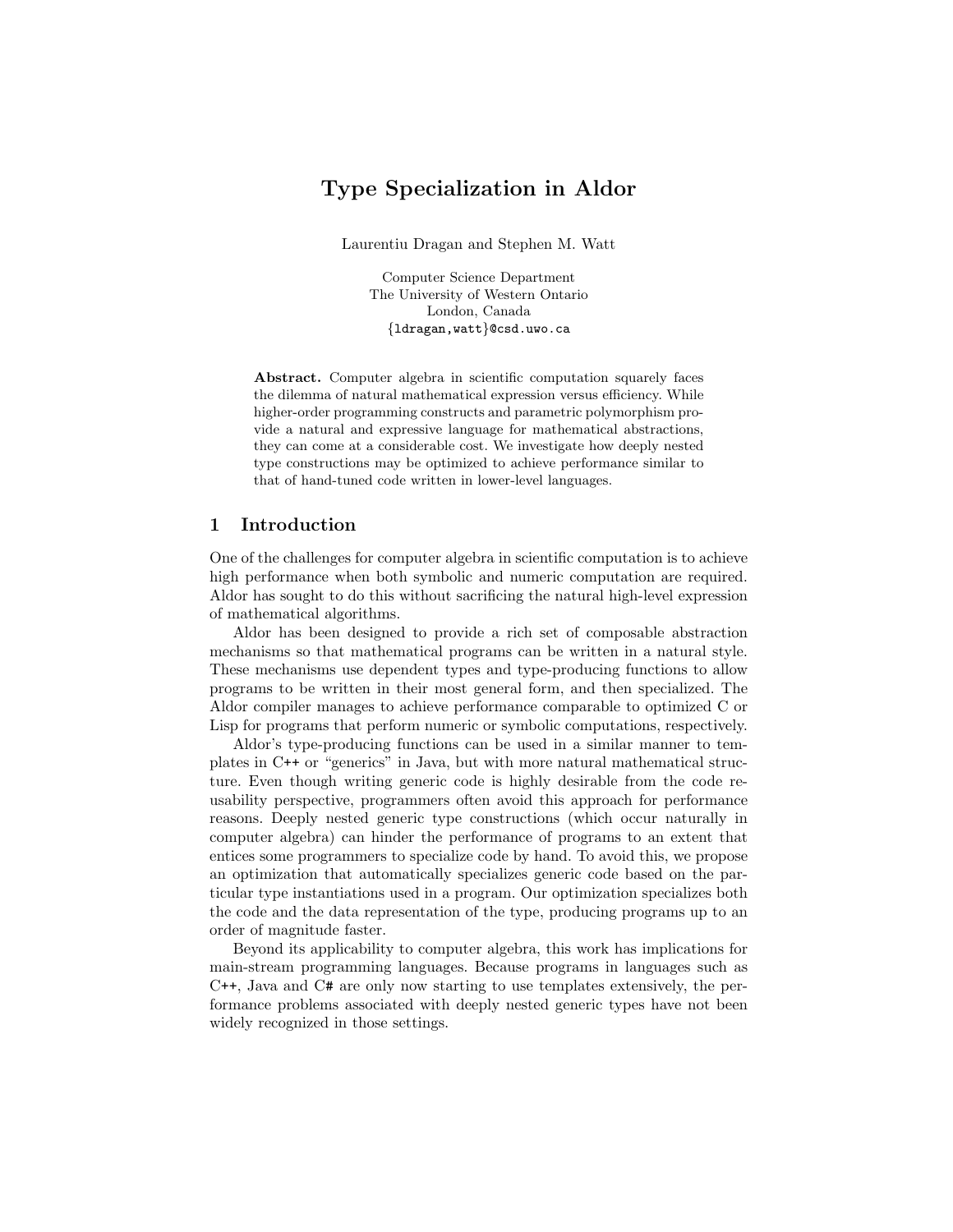# Type Specialization in Aldor

Laurentiu Dragan and Stephen M. Watt

Computer Science Department
The University of Western Ontario
London, Canada
{ldragan,watt}@csd.uwo.ca

**Abstract.** Computer algebra in scientific computation squarely faces the dilemma of natural mathematical expression versus efficiency. While higher-order programming constructs and parametric polymorphism provide a natural and expressive language for mathematical abstractions, they can come at a considerable cost. We investigate how deeply nested type constructions may be optimized to achieve performance similar to that of hand-tuned code written in lower-level languages.

## 1 Introduction

One of the challenges for computer algebra in scientific computation is to achieve high performance when both symbolic and numeric computation are required. Aldor has sought to do this without sacrificing the natural high-level expression of mathematical algorithms.

Aldor has been designed to provide a rich set of composable abstraction mechanisms so that mathematical programs can be written in a natural style. These mechanisms use dependent types and type-producing functions to allow programs to be written in their most general form, and then specialized. The Aldor compiler manages to achieve performance comparable to optimized C or Lisp for programs that perform numeric or symbolic computations, respectively.

Aldor's type-producing functions can be used in a similar manner to templates in C++ or "generics" in Java, but with more natural mathematical structure. Even though writing generic code is highly desirable from the code reusability perspective, programmers often avoid this approach for performance reasons. Deeply nested generic type constructions (which occur naturally in computer algebra) can hinder the performance of programs to an extent that entices some programmers to specialize code by hand. To avoid this, we propose an optimization that automatically specializes generic code based on the particular type instantiations used in a program. Our optimization specializes both the code and the data representation of the type, producing programs up to an order of magnitude faster.

Beyond its applicability to computer algebra, this work has implications for main-stream programming languages. Because programs in languages such as C++, Java and C# are only now starting to use templates extensively, the performance problems associated with deeply nested generic types have not been widely recognized in those settings.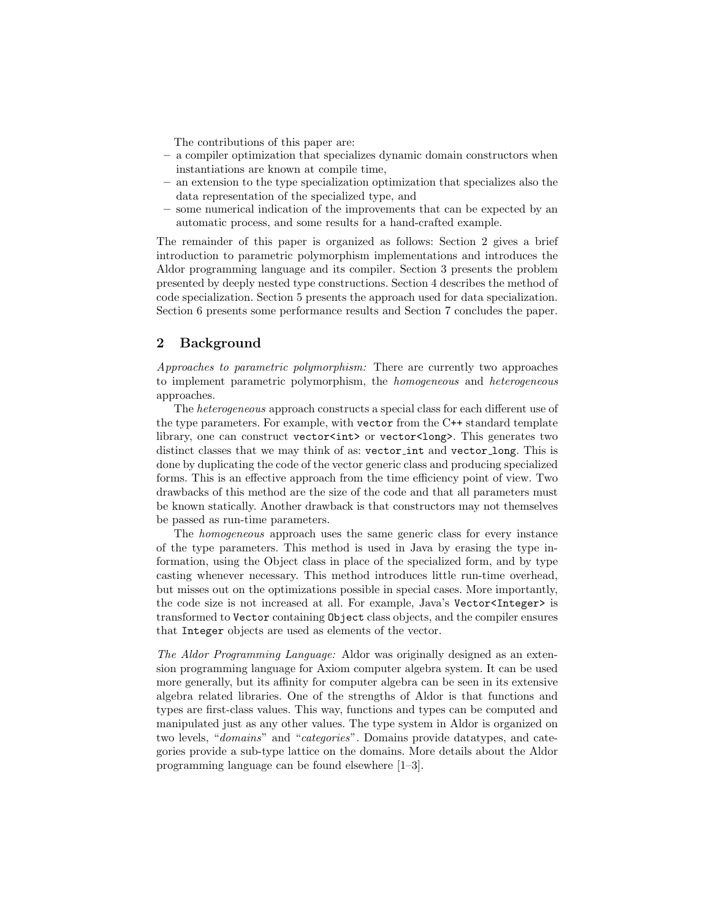The contributions of this paper are:

- a compiler optimization that specializes dynamic domain constructors when instantiations are known at compile time,
- an extension to the type specialization optimization that specializes also the data representation of the specialized type, and
- some numerical indication of the improvements that can be expected by an automatic process, and some results for a hand-crafted example.

The remainder of this paper is organized as follows: Section 2 gives a brief introduction to parametric polymorphism implementations and introduces the Aldor programming language and its compiler. Section 3 presents the problem presented by deeply nested type constructions. Section 4 describes the method of code specialization. Section 5 presents the approach used for data specialization. Section 6 presents some performance results and Section 7 concludes the paper.

## 2 Background

*Approaches to parametric polymorphism:* There are currently two approaches to implement parametric polymorphism, the *homogeneous* and *heterogeneous* approaches.

The *heterogeneous* approach constructs a special class for each different use of the type parameters. For example, with `vector` from the C++ standard template library, one can construct `vector<int>` or `vector<long>`. This generates two distinct classes that we may think of as: `vector_int` and `vector_long`. This is done by duplicating the code of the vector generic class and producing specialized forms. This is an effective approach from the time efficiency point of view. Two drawbacks of this method are the size of the code and that all parameters must be known statically. Another drawback is that constructors may not themselves be passed as run-time parameters.

The *homogeneous* approach uses the same generic class for every instance of the type parameters. This method is used in Java by erasing the type information, using the Object class in place of the specialized form, and by type casting whenever necessary. This method introduces little run-time overhead, but misses out on the optimizations possible in special cases. More importantly, the code size is not increased at all. For example, Java's `Vector<Integer>` is transformed to `Vector` containing `Object` class objects, and the compiler ensures that `Integer` objects are used as elements of the vector.

*The Aldor Programming Language:* Aldor was originally designed as an extension programming language for Axiom computer algebra system. It can be used more generally, but its affinity for computer algebra can be seen in its extensive algebra related libraries. One of the strengths of Aldor is that functions and types are first-class values. This way, functions and types can be computed and manipulated just as any other values. The type system in Aldor is organized on two levels, "*domains*" and "*categories*". Domains provide datatypes, and categories provide a sub-type lattice on the domains. More details about the Aldor programming language can be found elsewhere [1–3].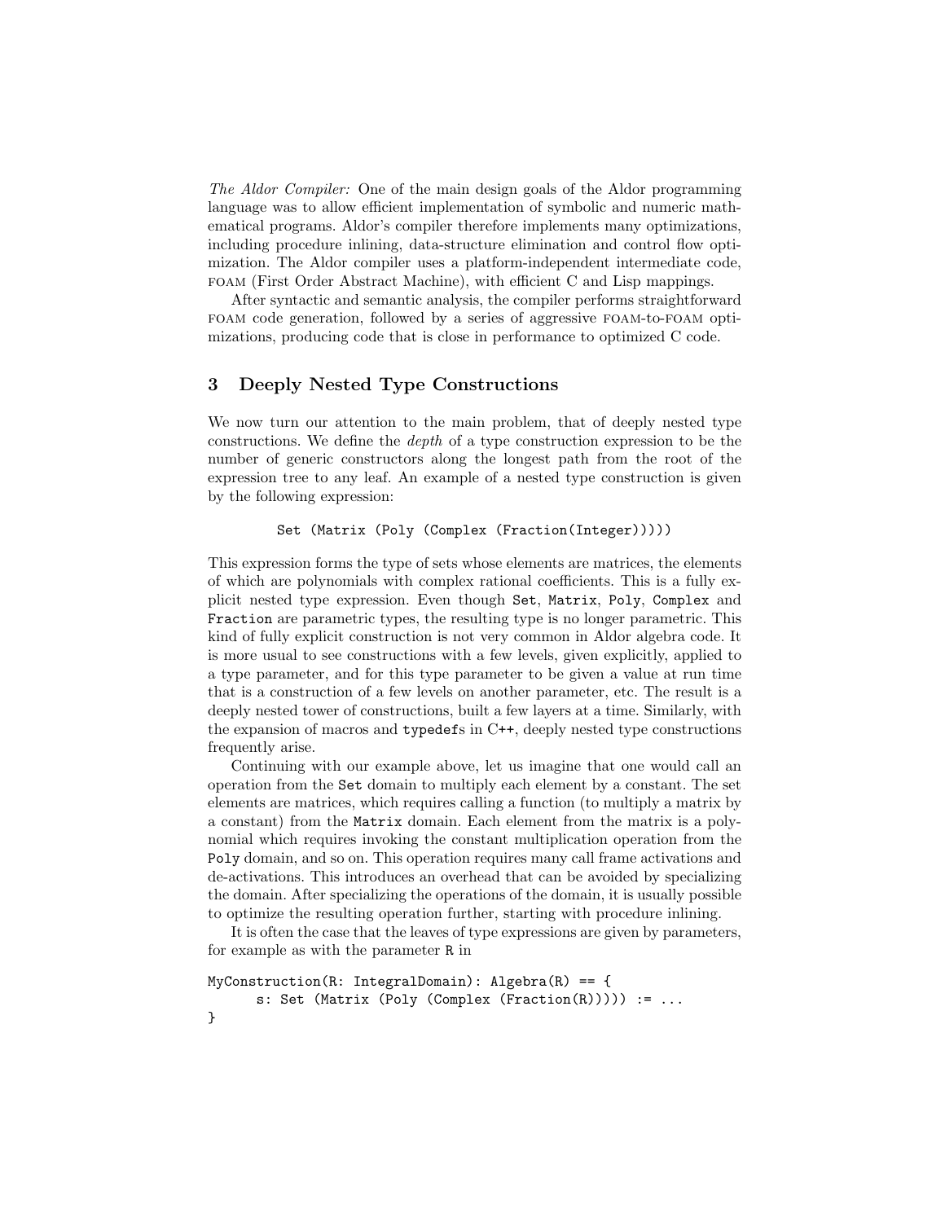*The Aldor Compiler:* One of the main design goals of the Aldor programming language was to allow efficient implementation of symbolic and numeric mathematical programs. Aldor's compiler therefore implements many optimizations, including procedure inlining, data-structure elimination and control flow optimization. The Aldor compiler uses a platform-independent intermediate code, FOAM (First Order Abstract Machine), with efficient C and Lisp mappings.

After syntactic and semantic analysis, the compiler performs straightforward FOAM code generation, followed by a series of aggressive FOAM-to-FOAM optimizations, producing code that is close in performance to optimized C code.

## 3 Deeply Nested Type Constructions

We now turn our attention to the main problem, that of deeply nested type constructions. We define the *depth* of a type construction expression to be the number of generic constructors along the longest path from the root of the expression tree to any leaf. An example of a nested type construction is given by the following expression:

```
Set (Matrix (Poly (Complex (Fraction(Integer)))))
```

This expression forms the type of sets whose elements are matrices, the elements of which are polynomials with complex rational coefficients. This is a fully explicit nested type expression. Even though `Set`, `Matrix`, `Poly`, `Complex` and `Fraction` are parametric types, the resulting type is no longer parametric. This kind of fully explicit construction is not very common in Aldor algebra code. It is more usual to see constructions with a few levels, given explicitly, applied to a type parameter, and for this type parameter to be given a value at run time that is a construction of a few levels on another parameter, etc. The result is a deeply nested tower of constructions, built a few layers at a time. Similarly, with the expansion of macros and `typedef`s in C++, deeply nested type constructions frequently arise.

Continuing with our example above, let us imagine that one would call an operation from the `Set` domain to multiply each element by a constant. The set elements are matrices, which requires calling a function (to multiply a matrix by a constant) from the `Matrix` domain. Each element from the matrix is a polynomial which requires invoking the constant multiplication operation from the `Poly` domain, and so on. This operation requires many call frame activations and de-activations. This introduces an overhead that can be avoided by specializing the domain. After specializing the operations of the domain, it is usually possible to optimize the resulting operation further, starting with procedure inlining.

It is often the case that the leaves of type expressions are given by parameters, for example as with the parameter `R` in

```
MyConstruction(R: IntegralDomain): Algebra(R) == {
      s: Set (Matrix (Poly (Complex (Fraction(R))))) := ...
}
```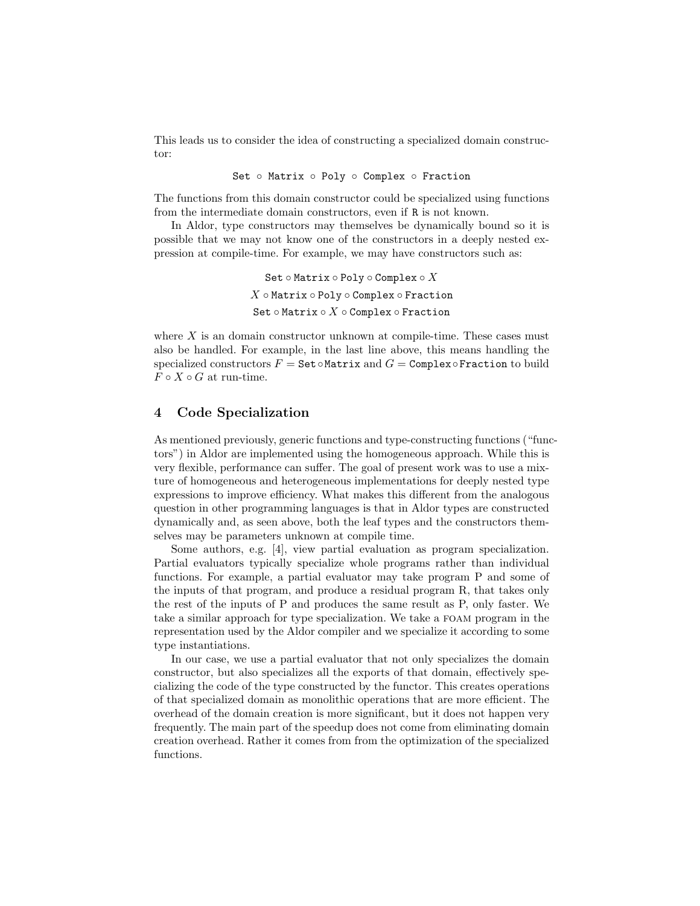This leads us to consider the idea of constructing a specialized domain constructor:

$$\texttt{Set} \circ \texttt{Matrix} \circ \texttt{Poly} \circ \texttt{Complex} \circ \texttt{Fraction}$$

The functions from this domain constructor could be specialized using functions from the intermediate domain constructors, even if `R` is not known.

In Aldor, type constructors may themselves be dynamically bound so it is possible that we may not know one of the constructors in a deeply nested expression at compile-time. For example, we may have constructors such as:

$$\texttt{Set} \circ \texttt{Matrix} \circ \texttt{Poly} \circ \texttt{Complex} \circ X$$
$$X \circ \texttt{Matrix} \circ \texttt{Poly} \circ \texttt{Complex} \circ \texttt{Fraction}$$
$$\texttt{Set} \circ \texttt{Matrix} \circ X \circ \texttt{Complex} \circ \texttt{Fraction}$$

where $X$ is an domain constructor unknown at compile-time. These cases must also be handled. For example, in the last line above, this means handling the specialized constructors $F = \texttt{Set} \circ \texttt{Matrix}$ and $G = \texttt{Complex} \circ \texttt{Fraction}$ to build $F \circ X \circ G$ at run-time.

## 4 Code Specialization

As mentioned previously, generic functions and type-constructing functions ("functors") in Aldor are implemented using the homogeneous approach. While this is very flexible, performance can suffer. The goal of present work was to use a mixture of homogeneous and heterogeneous implementations for deeply nested type expressions to improve efficiency. What makes this different from the analogous question in other programming languages is that in Aldor types are constructed dynamically and, as seen above, both the leaf types and the constructors themselves may be parameters unknown at compile time.

Some authors, e.g. [4], view partial evaluation as program specialization. Partial evaluators typically specialize whole programs rather than individual functions. For example, a partial evaluator may take program P and some of the inputs of that program, and produce a residual program R, that takes only the rest of the inputs of P and produces the same result as P, only faster. We take a similar approach for type specialization. We take a FOAM program in the representation used by the Aldor compiler and we specialize it according to some type instantiations.

In our case, we use a partial evaluator that not only specializes the domain constructor, but also specializes all the exports of that domain, effectively specializing the code of the type constructed by the functor. This creates operations of that specialized domain as monolithic operations that are more efficient. The overhead of the domain creation is more significant, but it does not happen very frequently. The main part of the speedup does not come from eliminating domain creation overhead. Rather it comes from from the optimization of the specialized functions.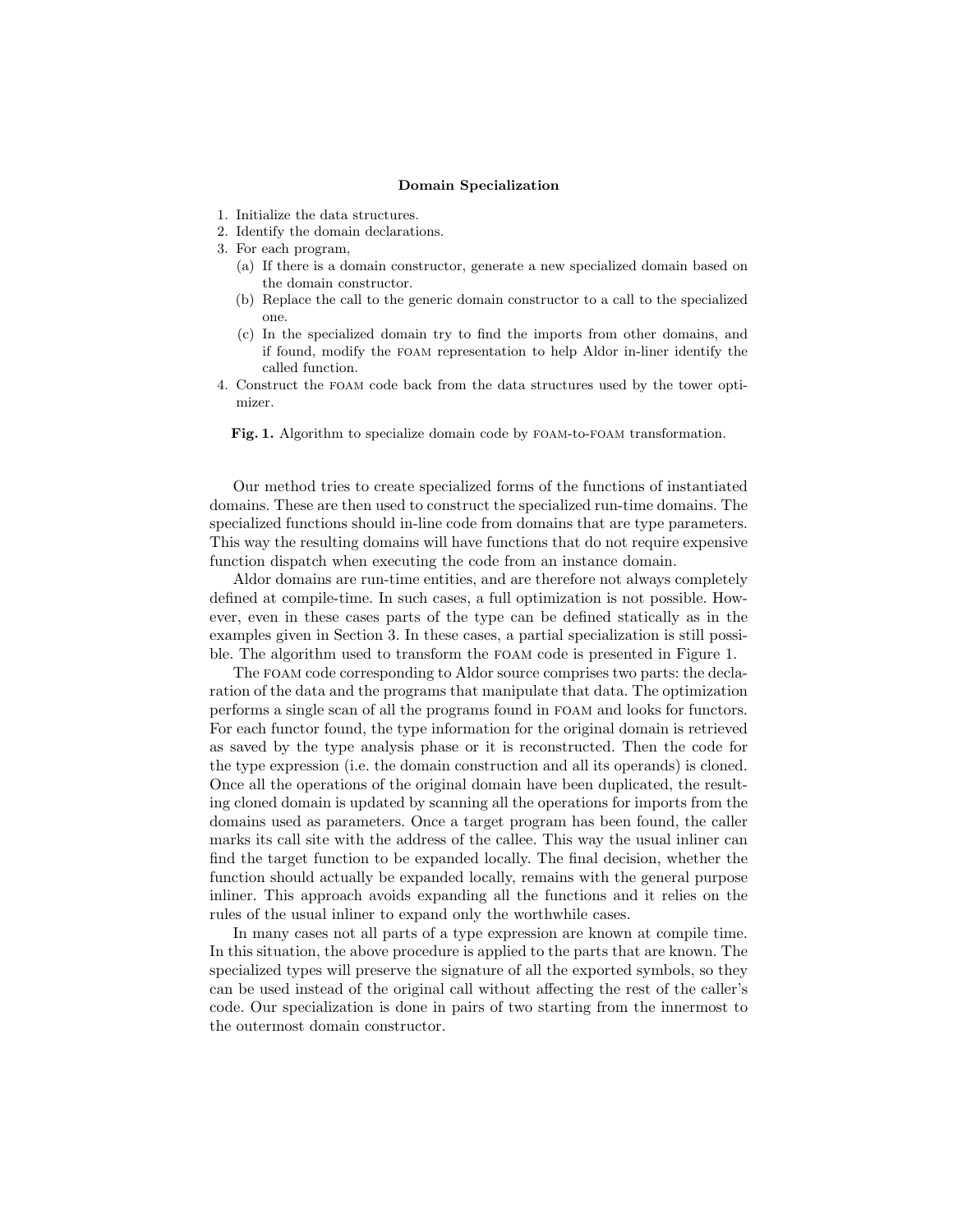**Domain Specialization**

1. Initialize the data structures.
2. Identify the domain declarations.
3. For each program,
   (a) If there is a domain constructor, generate a new specialized domain based on the domain constructor.
   (b) Replace the call to the generic domain constructor to a call to the specialized one.
   (c) In the specialized domain try to find the imports from other domains, and if found, modify the FOAM representation to help Aldor in-liner identify the called function.
4. Construct the FOAM code back from the data structures used by the tower optimizer.

**Fig. 1.** Algorithm to specialize domain code by FOAM-to-FOAM transformation.

Our method tries to create specialized forms of the functions of instantiated domains. These are then used to construct the specialized run-time domains. The specialized functions should in-line code from domains that are type parameters. This way the resulting domains will have functions that do not require expensive function dispatch when executing the code from an instance domain.

Aldor domains are run-time entities, and are therefore not always completely defined at compile-time. In such cases, a full optimization is not possible. However, even in these cases parts of the type can be defined statically as in the examples given in Section 3. In these cases, a partial specialization is still possible. The algorithm used to transform the FOAM code is presented in Figure 1.

The FOAM code corresponding to Aldor source comprises two parts: the declaration of the data and the programs that manipulate that data. The optimization performs a single scan of all the programs found in FOAM and looks for functors. For each functor found, the type information for the original domain is retrieved as saved by the type analysis phase or it is reconstructed. Then the code for the type expression (i.e. the domain construction and all its operands) is cloned. Once all the operations of the original domain have been duplicated, the resulting cloned domain is updated by scanning all the operations for imports from the domains used as parameters. Once a target program has been found, the caller marks its call site with the address of the callee. This way the usual inliner can find the target function to be expanded locally. The final decision, whether the function should actually be expanded locally, remains with the general purpose inliner. This approach avoids expanding all the functions and it relies on the rules of the usual inliner to expand only the worthwhile cases.

In many cases not all parts of a type expression are known at compile time. In this situation, the above procedure is applied to the parts that are known. The specialized types will preserve the signature of all the exported symbols, so they can be used instead of the original call without affecting the rest of the caller's code. Our specialization is done in pairs of two starting from the innermost to the outermost domain constructor.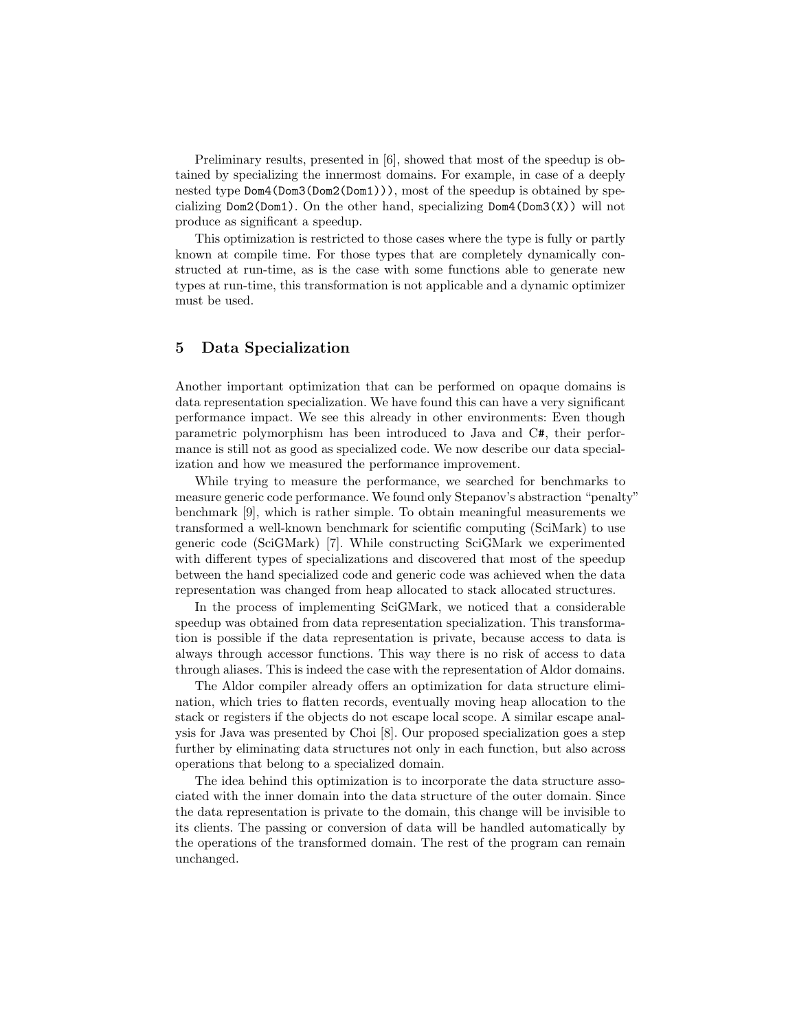Preliminary results, presented in [6], showed that most of the speedup is obtained by specializing the innermost domains. For example, in case of a deeply nested type `Dom4(Dom3(Dom2(Dom1)))`, most of the speedup is obtained by specializing `Dom2(Dom1)`. On the other hand, specializing `Dom4(Dom3(X))` will not produce as significant a speedup.

This optimization is restricted to those cases where the type is fully or partly known at compile time. For those types that are completely dynamically constructed at run-time, as is the case with some functions able to generate new types at run-time, this transformation is not applicable and a dynamic optimizer must be used.

## 5 Data Specialization

Another important optimization that can be performed on opaque domains is data representation specialization. We have found this can have a very significant performance impact. We see this already in other environments: Even though parametric polymorphism has been introduced to Java and C#, their performance is still not as good as specialized code. We now describe our data specialization and how we measured the performance improvement.

While trying to measure the performance, we searched for benchmarks to measure generic code performance. We found only Stepanov's abstraction "penalty" benchmark [9], which is rather simple. To obtain meaningful measurements we transformed a well-known benchmark for scientific computing (SciMark) to use generic code (SciGMark) [7]. While constructing SciGMark we experimented with different types of specializations and discovered that most of the speedup between the hand specialized code and generic code was achieved when the data representation was changed from heap allocated to stack allocated structures.

In the process of implementing SciGMark, we noticed that a considerable speedup was obtained from data representation specialization. This transformation is possible if the data representation is private, because access to data is always through accessor functions. This way there is no risk of access to data through aliases. This is indeed the case with the representation of Aldor domains.

The Aldor compiler already offers an optimization for data structure elimination, which tries to flatten records, eventually moving heap allocation to the stack or registers if the objects do not escape local scope. A similar escape analysis for Java was presented by Choi [8]. Our proposed specialization goes a step further by eliminating data structures not only in each function, but also across operations that belong to a specialized domain.

The idea behind this optimization is to incorporate the data structure associated with the inner domain into the data structure of the outer domain. Since the data representation is private to the domain, this change will be invisible to its clients. The passing or conversion of data will be handled automatically by the operations of the transformed domain. The rest of the program can remain unchanged.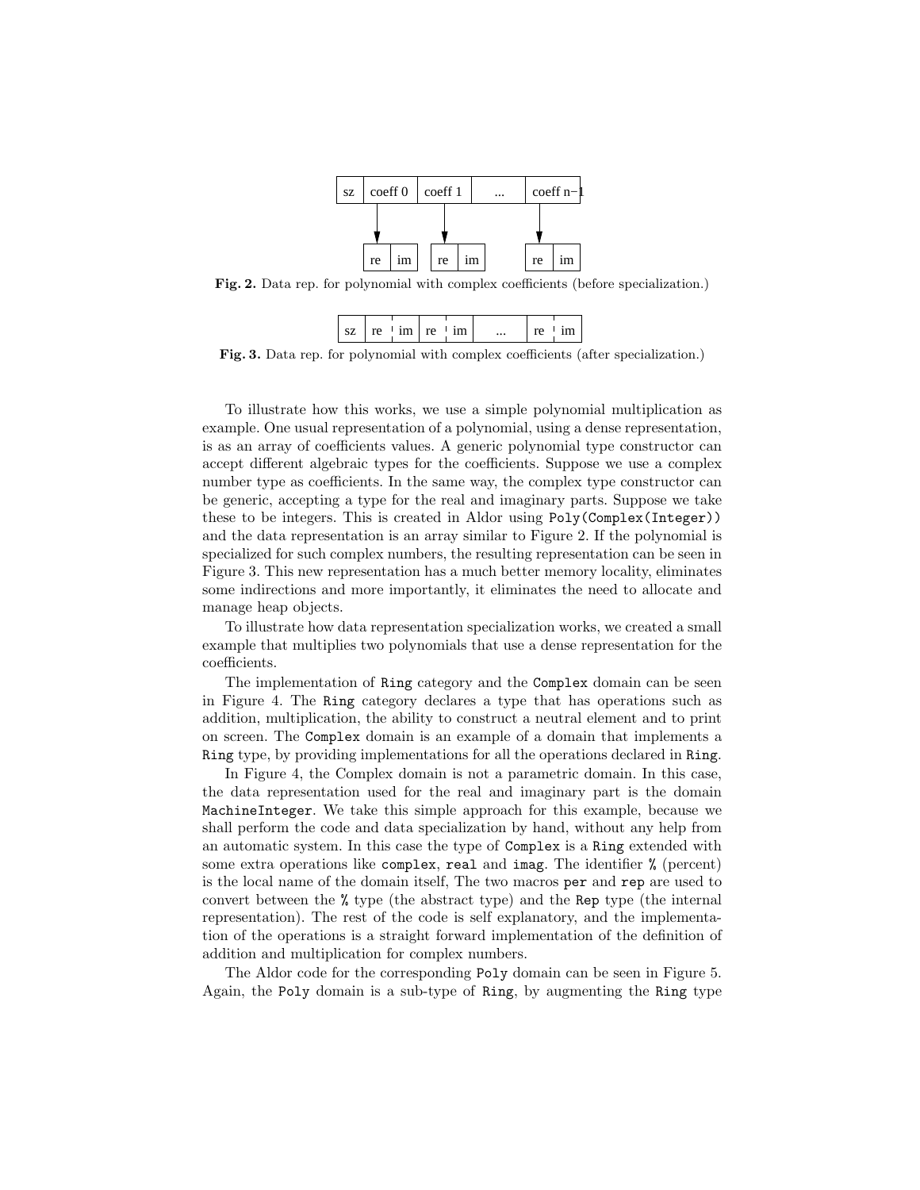sz | coeff 0 | coeff 1 | ... | coeff n−1

re | im    re | im    re | im

**Fig. 2.** Data rep. for polynomial with complex coefficients (before specialization.)

sz | re | im | re | im | ... | re | im

**Fig. 3.** Data rep. for polynomial with complex coefficients (after specialization.)

To illustrate how this works, we use a simple polynomial multiplication as example. One usual representation of a polynomial, using a dense representation, is as an array of coefficients values. A generic polynomial type constructor can accept different algebraic types for the coefficients. Suppose we use a complex number type as coefficients. In the same way, the complex type constructor can be generic, accepting a type for the real and imaginary parts. Suppose we take these to be integers. This is created in Aldor using `Poly(Complex(Integer))` and the data representation is an array similar to Figure 2. If the polynomial is specialized for such complex numbers, the resulting representation can be seen in Figure 3. This new representation has a much better memory locality, eliminates some indirections and more importantly, it eliminates the need to allocate and manage heap objects.

To illustrate how data representation specialization works, we created a small example that multiplies two polynomials that use a dense representation for the coefficients.

The implementation of `Ring` category and the `Complex` domain can be seen in Figure 4. The `Ring` category declares a type that has operations such as addition, multiplication, the ability to construct a neutral element and to print on screen. The `Complex` domain is an example of a domain that implements a `Ring` type, by providing implementations for all the operations declared in `Ring`.

In Figure 4, the Complex domain is not a parametric domain. In this case, the data representation used for the real and imaginary part is the domain `MachineInteger`. We take this simple approach for this example, because we shall perform the code and data specialization by hand, without any help from an automatic system. In this case the type of `Complex` is a `Ring` extended with some extra operations like `complex`, `real` and `imag`. The identifier `%` (percent) is the local name of the domain itself, The two macros `per` and `rep` are used to convert between the `%` type (the abstract type) and the `Rep` type (the internal representation). The rest of the code is self explanatory, and the implementation of the operations is a straight forward implementation of the definition of addition and multiplication for complex numbers.

The Aldor code for the corresponding `Poly` domain can be seen in Figure 5. Again, the `Poly` domain is a sub-type of `Ring`, by augmenting the `Ring` type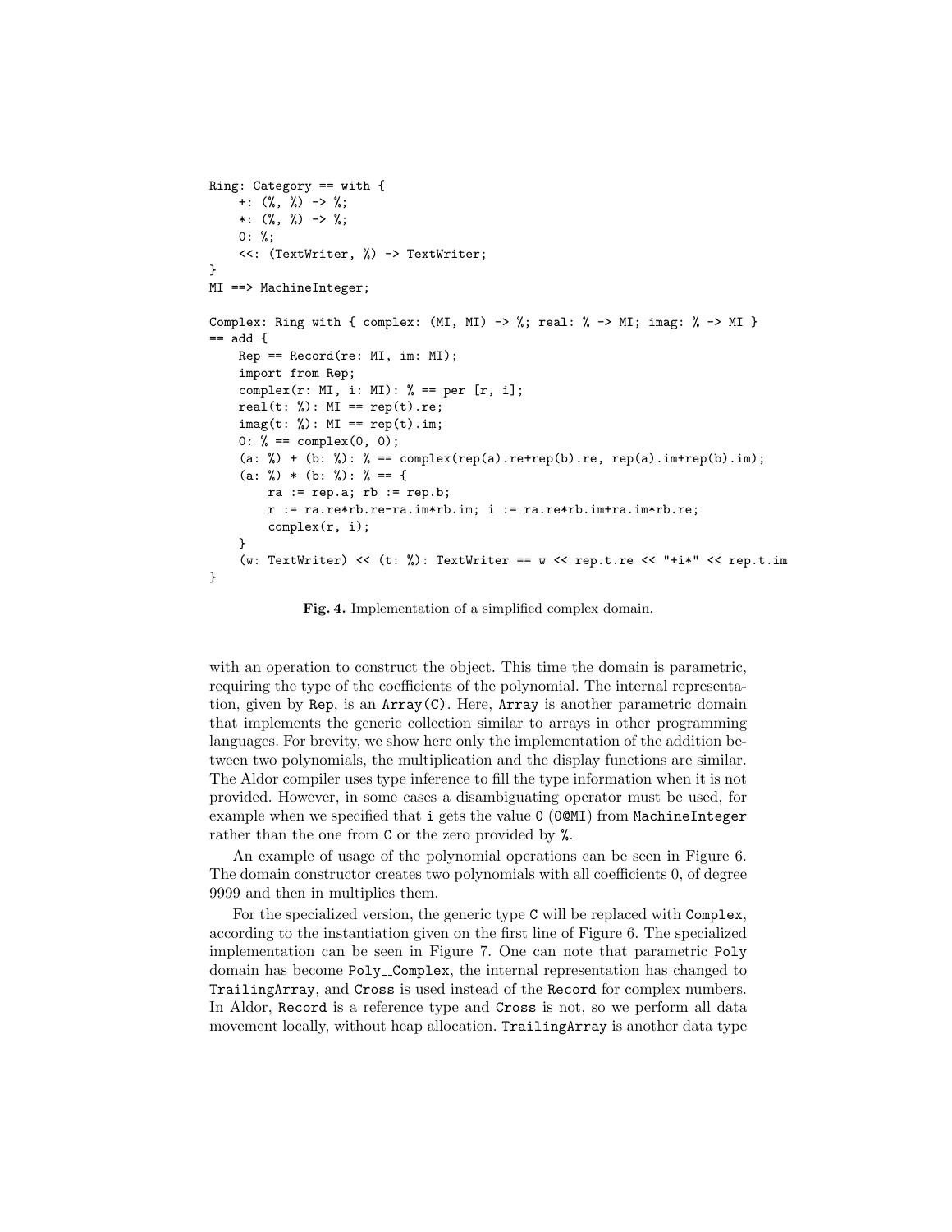```
Ring: Category == with {
    +: (%, %) -> %;
    *: (%, %) -> %;
    0: %;
    <<: (TextWriter, %) -> TextWriter;
}
MI ==> MachineInteger;

Complex: Ring with { complex: (MI, MI) -> %; real: % -> MI; imag: % -> MI }
== add {
    Rep == Record(re: MI, im: MI);
    import from Rep;
    complex(r: MI, i: MI): % == per [r, i];
    real(t: %): MI == rep(t).re;
    imag(t: %): MI == rep(t).im;
    0: % == complex(0, 0);
    (a: %) + (b: %): % == complex(rep(a).re+rep(b).re, rep(a).im+rep(b).im);
    (a: %) * (b: %): % == {
        ra := rep.a; rb := rep.b;
        r := ra.re*rb.re-ra.im*rb.im; i := ra.re*rb.im+ra.im*rb.re;
        complex(r, i);
    }
    (w: TextWriter) << (t: %): TextWriter == w << rep.t.re << "+i*" << rep.t.im
}
```

**Fig. 4.** Implementation of a simplified complex domain.

with an operation to construct the object. This time the domain is parametric, requiring the type of the coefficients of the polynomial. The internal representation, given by `Rep`, is an `Array(C)`. Here, `Array` is another parametric domain that implements the generic collection similar to arrays in other programming languages. For brevity, we show here only the implementation of the addition between two polynomials, the multiplication and the display functions are similar. The Aldor compiler uses type inference to fill the type information when it is not provided. However, in some cases a disambiguating operator must be used, for example when we specified that `i` gets the value `0` (`0@MI`) from `MachineInteger` rather than the one from `C` or the zero provided by `%`.

An example of usage of the polynomial operations can be seen in Figure 6. The domain constructor creates two polynomials with all coefficients 0, of degree 9999 and then in multiplies them.

For the specialized version, the generic type `C` will be replaced with `Complex`, according to the instantiation given on the first line of Figure 6. The specialized implementation can be seen in Figure 7. One can note that parametric `Poly` domain has become `Poly__Complex`, the internal representation has changed to `TrailingArray`, and `Cross` is used instead of the `Record` for complex numbers. In Aldor, `Record` is a reference type and `Cross` is not, so we perform all data movement locally, without heap allocation. `TrailingArray` is another data type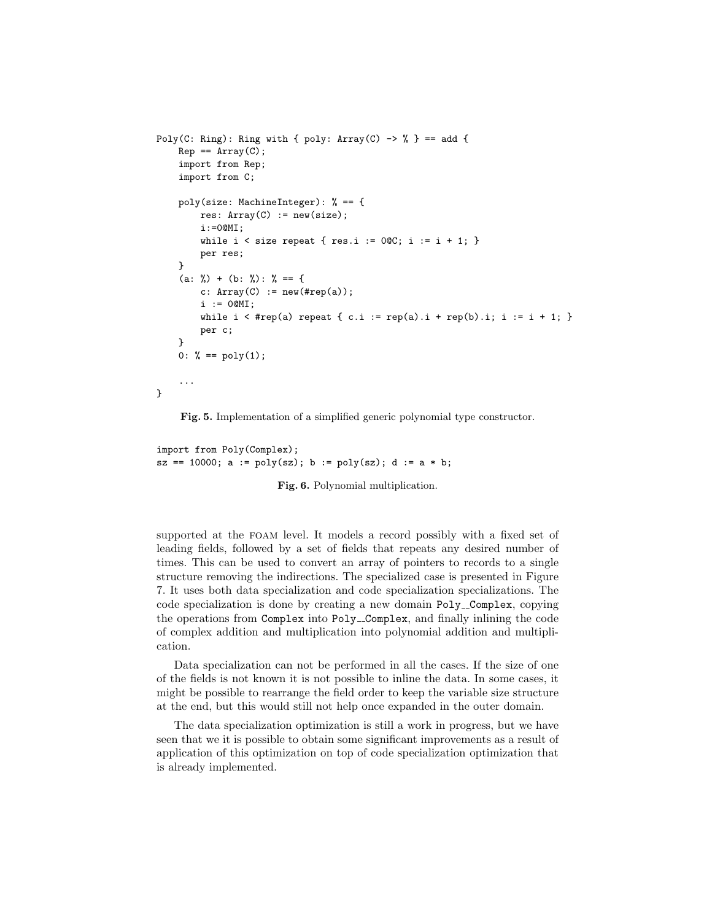```
Poly(C: Ring): Ring with { poly: Array(C) -> % } == add {
    Rep == Array(C);
    import from Rep;
    import from C;

    poly(size: MachineInteger): % == {
        res: Array(C) := new(size);
        i:=0@MI;
        while i < size repeat { res.i := 0@C; i := i + 1; }
        per res;
    }
    (a: %) + (b: %): % == {
        c: Array(C) := new(#rep(a));
        i := 0@MI;
        while i < #rep(a) repeat { c.i := rep(a).i + rep(b).i; i := i + 1; }
        per c;
    }
    0: % == poly(1);

    ...
}
```

**Fig. 5.** Implementation of a simplified generic polynomial type constructor.

```
import from Poly(Complex);
sz == 10000; a := poly(sz); b := poly(sz); d := a * b;
```

**Fig. 6.** Polynomial multiplication.

supported at the FOAM level. It models a record possibly with a fixed set of leading fields, followed by a set of fields that repeats any desired number of times. This can be used to convert an array of pointers to records to a single structure removing the indirections. The specialized case is presented in Figure 7. It uses both data specialization and code specialization specializations. The code specialization is done by creating a new domain `Poly__Complex`, copying the operations from `Complex` into `Poly__Complex`, and finally inlining the code of complex addition and multiplication into polynomial addition and multiplication.

Data specialization can not be performed in all the cases. If the size of one of the fields is not known it is not possible to inline the data. In some cases, it might be possible to rearrange the field order to keep the variable size structure at the end, but this would still not help once expanded in the outer domain.

The data specialization optimization is still a work in progress, but we have seen that we it is possible to obtain some significant improvements as a result of application of this optimization on top of code specialization optimization that is already implemented.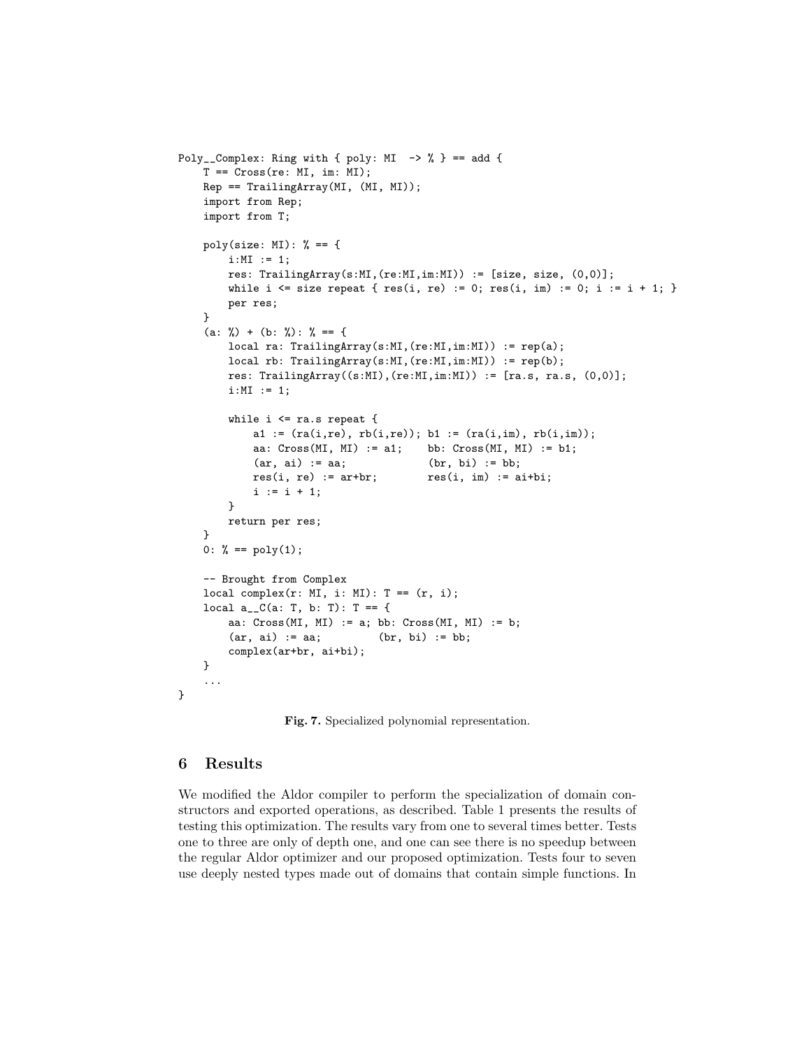```
Poly__Complex: Ring with { poly: MI  -> % } == add {
    T == Cross(re: MI, im: MI);
    Rep == TrailingArray(MI, (MI, MI));
    import from Rep;
    import from T;

    poly(size: MI): % == {
        i:MI := 1;
        res: TrailingArray(s:MI,(re:MI,im:MI)) := [size, size, (0,0)];
        while i <= size repeat { res(i, re) := 0; res(i, im) := 0; i := i + 1; }
        per res;
    }
    (a: %) + (b: %): % == {
        local ra: TrailingArray(s:MI,(re:MI,im:MI)) := rep(a);
        local rb: TrailingArray(s:MI,(re:MI,im:MI)) := rep(b);
        res: TrailingArray((s:MI),(re:MI,im:MI)) := [ra.s, ra.s, (0,0)];
        i:MI := 1;

        while i <= ra.s repeat {
            a1 := (ra(i,re), rb(i,re)); b1 := (ra(i,im), rb(i,im));
            aa: Cross(MI, MI) := a1;    bb: Cross(MI, MI) := b1;
            (ar, ai) := aa;             (br, bi) := bb;
            res(i, re) := ar+br;        res(i, im) := ai+bi;
            i := i + 1;
        }
        return per res;
    }
    0: % == poly(1);

    -- Brought from Complex
    local complex(r: MI, i: MI): T == (r, i);
    local a__C(a: T, b: T): T == {
        aa: Cross(MI, MI) := a; bb: Cross(MI, MI) := b;
        (ar, ai) := aa;         (br, bi) := bb;
        complex(ar+br, ai+bi);
    }
    ...
}
```

**Fig. 7.** Specialized polynomial representation.

## 6 Results

We modified the Aldor compiler to perform the specialization of domain constructors and exported operations, as described. Table 1 presents the results of testing this optimization. The results vary from one to several times better. Tests one to three are only of depth one, and one can see there is no speedup between the regular Aldor optimizer and our proposed optimization. Tests four to seven use deeply nested types made out of domains that contain simple functions. In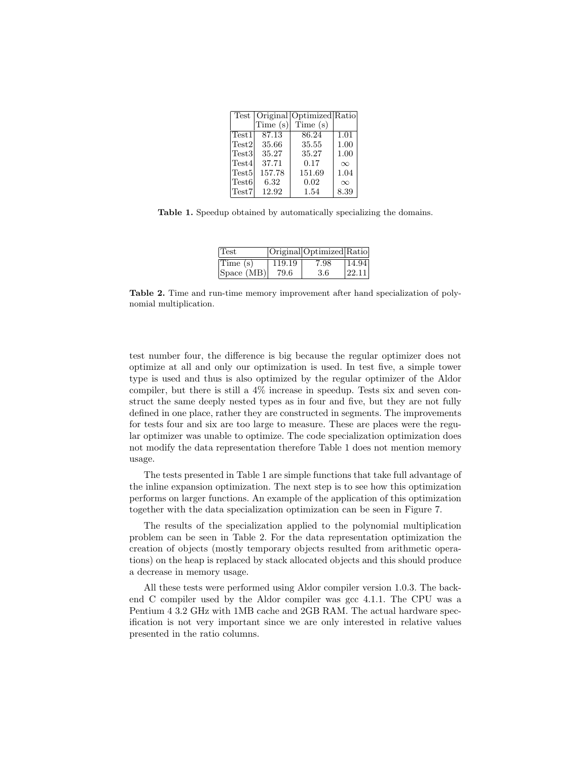| Test | Original Time (s) | Optimized Time (s) | Ratio |
|---|---|---|---|
| Test1 | 87.13 | 86.24 | 1.01 |
| Test2 | 35.66 | 35.55 | 1.00 |
| Test3 | 35.27 | 35.27 | 1.00 |
| Test4 | 37.71 | 0.17 | $\infty$ |
| Test5 | 157.78 | 151.69 | 1.04 |
| Test6 | 6.32 | 0.02 | $\infty$ |
| Test7 | 12.92 | 1.54 | 8.39 |

**Table 1.** Speedup obtained by automatically specializing the domains.

| Test | Original | Optimized | Ratio |
|---|---|---|---|
| Time (s) | 119.19 | 7.98 | 14.94 |
| Space (MB) | 79.6 | 3.6 | 22.11 |

**Table 2.** Time and run-time memory improvement after hand specialization of polynomial multiplication.

test number four, the difference is big because the regular optimizer does not optimize at all and only our optimization is used. In test five, a simple tower type is used and thus is also optimized by the regular optimizer of the Aldor compiler, but there is still a 4% increase in speedup. Tests six and seven construct the same deeply nested types as in four and five, but they are not fully defined in one place, rather they are constructed in segments. The improvements for tests four and six are too large to measure. These are places were the regular optimizer was unable to optimize. The code specialization optimization does not modify the data representation therefore Table 1 does not mention memory usage.

The tests presented in Table 1 are simple functions that take full advantage of the inline expansion optimization. The next step is to see how this optimization performs on larger functions. An example of the application of this optimization together with the data specialization optimization can be seen in Figure 7.

The results of the specialization applied to the polynomial multiplication problem can be seen in Table 2. For the data representation optimization the creation of objects (mostly temporary objects resulted from arithmetic operations) on the heap is replaced by stack allocated objects and this should produce a decrease in memory usage.

All these tests were performed using Aldor compiler version 1.0.3. The back-end C compiler used by the Aldor compiler was gcc 4.1.1. The CPU was a Pentium 4 3.2 GHz with 1MB cache and 2GB RAM. The actual hardware specification is not very important since we are only interested in relative values presented in the ratio columns.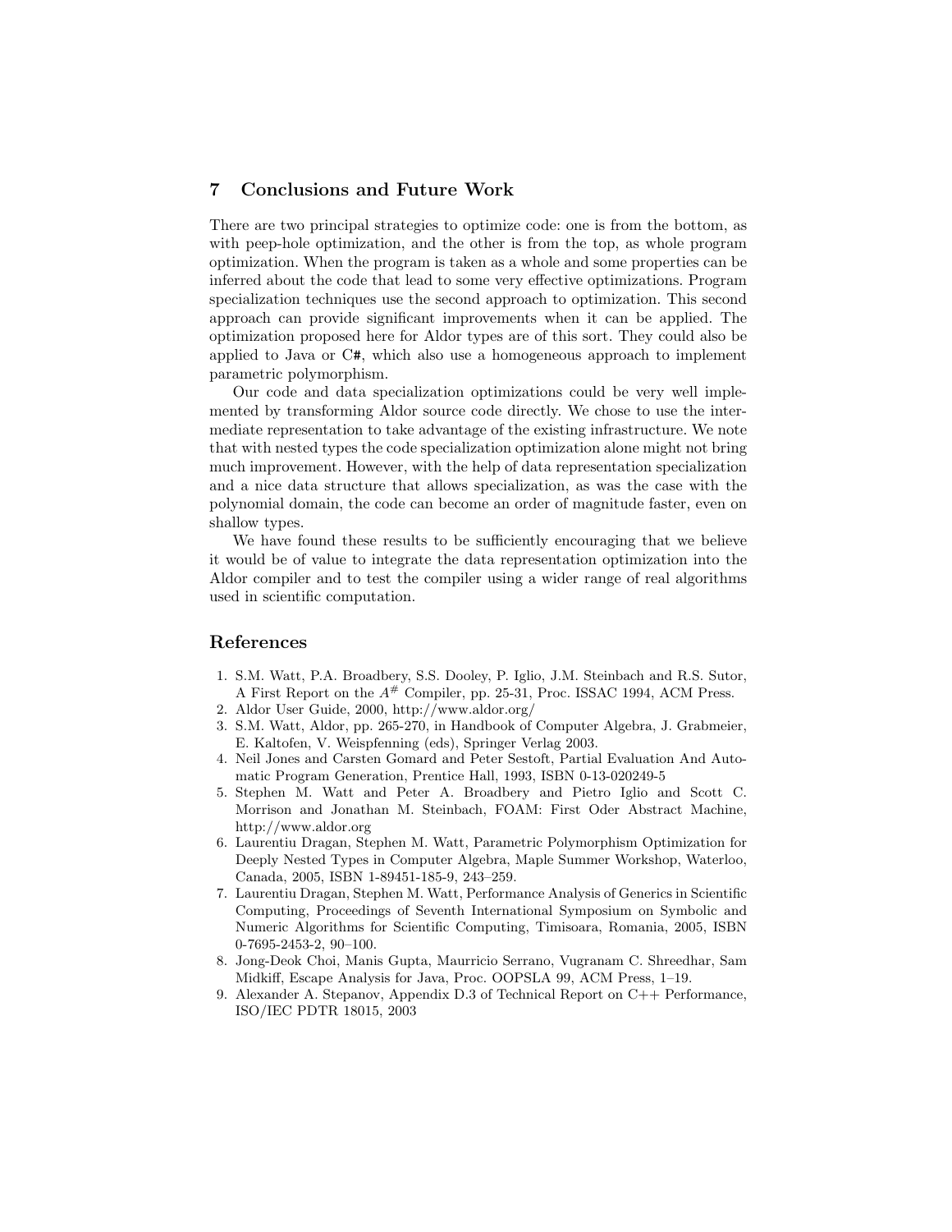## 7 Conclusions and Future Work

There are two principal strategies to optimize code: one is from the bottom, as with peep-hole optimization, and the other is from the top, as whole program optimization. When the program is taken as a whole and some properties can be inferred about the code that lead to some very effective optimizations. Program specialization techniques use the second approach to optimization. This second approach can provide significant improvements when it can be applied. The optimization proposed here for Aldor types are of this sort. They could also be applied to Java or C#, which also use a homogeneous approach to implement parametric polymorphism.

Our code and data specialization optimizations could be very well implemented by transforming Aldor source code directly. We chose to use the intermediate representation to take advantage of the existing infrastructure. We note that with nested types the code specialization optimization alone might not bring much improvement. However, with the help of data representation specialization and a nice data structure that allows specialization, as was the case with the polynomial domain, the code can become an order of magnitude faster, even on shallow types.

We have found these results to be sufficiently encouraging that we believe it would be of value to integrate the data representation optimization into the Aldor compiler and to test the compiler using a wider range of real algorithms used in scientific computation.

## References

1. S.M. Watt, P.A. Broadbery, S.S. Dooley, P. Iglio, J.M. Steinbach and R.S. Sutor, A First Report on the $A^{\#}$ Compiler, pp. 25-31, Proc. ISSAC 1994, ACM Press.
2. Aldor User Guide, 2000, http://www.aldor.org/
3. S.M. Watt, Aldor, pp. 265-270, in Handbook of Computer Algebra, J. Grabmeier, E. Kaltofen, V. Weispfenning (eds), Springer Verlag 2003.
4. Neil Jones and Carsten Gomard and Peter Sestoft, Partial Evaluation And Automatic Program Generation, Prentice Hall, 1993, ISBN 0-13-020249-5
5. Stephen M. Watt and Peter A. Broadbery and Pietro Iglio and Scott C. Morrison and Jonathan M. Steinbach, FOAM: First Oder Abstract Machine, http://www.aldor.org
6. Laurentiu Dragan, Stephen M. Watt, Parametric Polymorphism Optimization for Deeply Nested Types in Computer Algebra, Maple Summer Workshop, Waterloo, Canada, 2005, ISBN 1-89451-185-9, 243–259.
7. Laurentiu Dragan, Stephen M. Watt, Performance Analysis of Generics in Scientific Computing, Proceedings of Seventh International Symposium on Symbolic and Numeric Algorithms for Scientific Computing, Timisoara, Romania, 2005, ISBN 0-7695-2453-2, 90–100.
8. Jong-Deok Choi, Manis Gupta, Maurricio Serrano, Vugranam C. Shreedhar, Sam Midkiff, Escape Analysis for Java, Proc. OOPSLA 99, ACM Press, 1–19.
9. Alexander A. Stepanov, Appendix D.3 of Technical Report on C++ Performance, ISO/IEC PDTR 18015, 2003